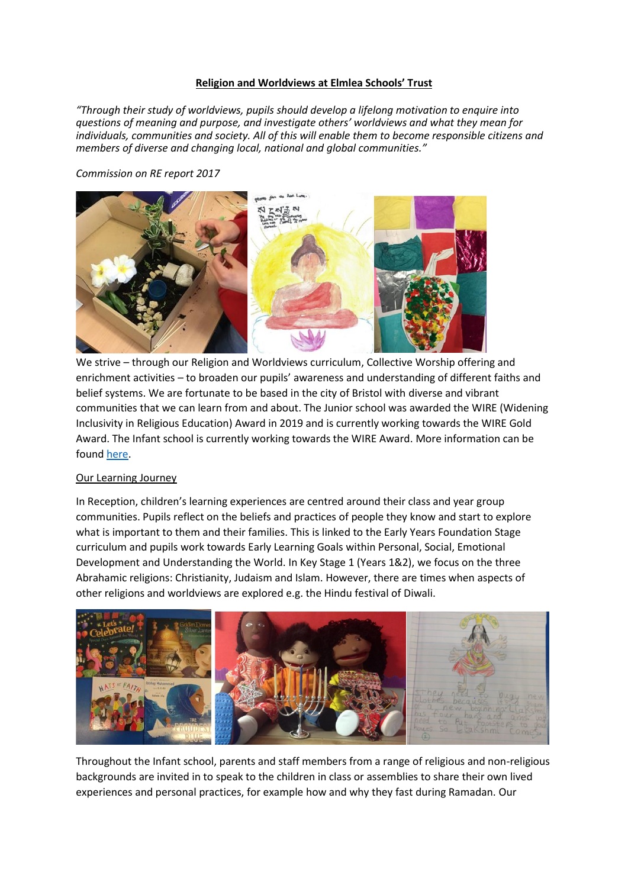**Religion and Worldviews at Elmlea Schools' Trust**

*"Through their study of worldviews, pupils should develop a lifelong motivation to enquire into questions of meaning and purpose, and investigate others' worldviews and what they mean for individuals, communities and society. All of this will enable them to become responsible citizens and members of diverse and changing local, national and global communities."*

*Commission on RE report 2017*

We strive – through our Religion and Worldviews curriculum, Collective Worship offering and enrichment activities – to broaden our pupils' awareness and understanding of different faiths and belief systems. We are fortunate to be based in the city of Bristol with diverse and vibrant communities that we can learn from and about. The Junior school was awarded the WIRE (Widening Inclusivity in Religious Education) Award in 2019 and is currently working towards the WIRE Gold Award. The Infant school is currently working towards the WIRE Award. More information can be found here.

Our Learning Journey

In Reception, children's learning experiences are centred around their class and year group communities. Pupils reflect on the beliefs and practices of people they know and start to explore what is important to them and their families. This is linked to the Early Years Foundation Stage curriculum and pupils work towards Early Learning Goals within Personal, Social, Emotional Development and Understanding the World. In Key Stage 1 (Years 1&2), we focus on the three Abrahamic religions: Christianity, Judaism and Islam. However, there are times when aspects of other religions and worldviews are explored e.g. the Hindu festival of Diwali.

Throughout the Infant school, parents and staff members from a range of religious and non-religious backgrounds are invited in to speak to the children in class or assemblies to share their own lived experiences and personal practices, for example how and why they fast during Ramadan. Our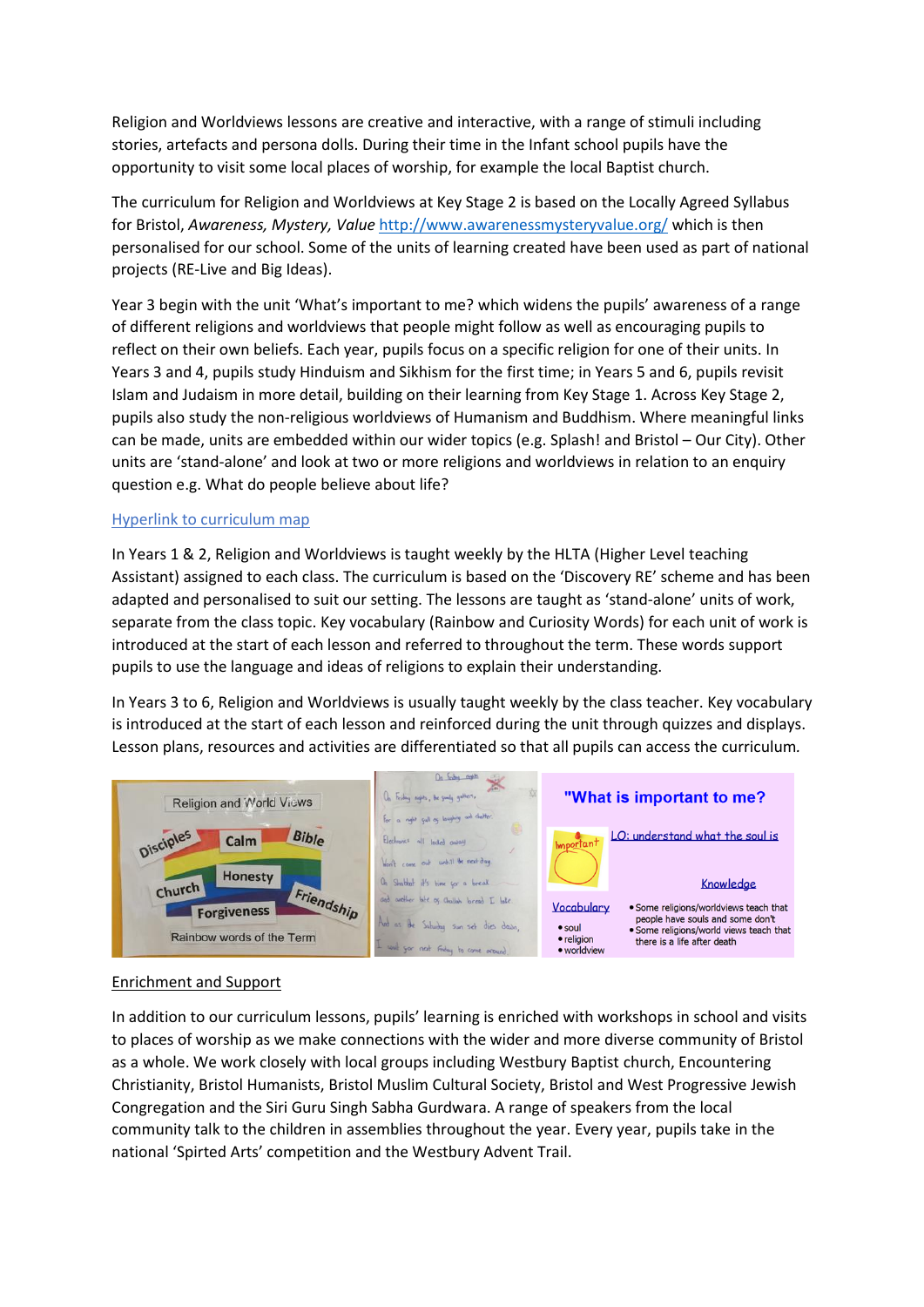Religion and Worldviews lessons are creative and interactive, with a range of stimuli including stories, artefacts and persona dolls. During their time in the Infant school pupils have the opportunity to visit some local places of worship, for example the local Baptist church.

The curriculum for Religion and Worldviews at Key Stage 2 is based on the Locally Agreed Syllabus for Bristol, *Awareness, Mystery, Value* http://www.awarenessmysteryvalue.org/ which is then personalised for our school. Some of the units of learning created have been used as part of national projects (RE-Live and Big Ideas).

Year 3 begin with the unit 'What's important to me? which widens the pupils' awareness of a range of different religions and worldviews that people might follow as well as encouraging pupils to reflect on their own beliefs. Each year, pupils focus on a specific religion for one of their units. In Years 3 and 4, pupils study Hinduism and Sikhism for the first time; in Years 5 and 6, pupils revisit Islam and Judaism in more detail, building on their learning from Key Stage 1. Across Key Stage 2, pupils also study the non-religious worldviews of Humanism and Buddhism. Where meaningful links can be made, units are embedded within our wider topics (e.g. Splash! and Bristol – Our City). Other units are 'stand-alone' and look at two or more religions and worldviews in relation to an enquiry question e.g. What do people believe about life?

Hyperlink to curriculum map

In Years 1 & 2, Religion and Worldviews is taught weekly by the HLTA (Higher Level teaching Assistant) assigned to each class. The curriculum is based on the 'Discovery RE' scheme and has been adapted and personalised to suit our setting. The lessons are taught as 'stand-alone' units of work, separate from the class topic. Key vocabulary (Rainbow and Curiosity Words) for each unit of work is introduced at the start of each lesson and referred to throughout the term. These words support pupils to use the language and ideas of religions to explain their understanding.

In Years 3 to 6, Religion and Worldviews is usually taught weekly by the class teacher. Key vocabulary is introduced at the start of each lesson and reinforced during the unit through quizzes and displays. Lesson plans, resources and activities are differentiated so that all pupils can access the curriculum.

## Enrichment and Support

In addition to our curriculum lessons, pupils' learning is enriched with workshops in school and visits to places of worship as we make connections with the wider and more diverse community of Bristol as a whole. We work closely with local groups including Westbury Baptist church, Encountering Christianity, Bristol Humanists, Bristol Muslim Cultural Society, Bristol and West Progressive Jewish Congregation and the Siri Guru Singh Sabha Gurdwara. A range of speakers from the local community talk to the children in assemblies throughout the year. Every year, pupils take in the national 'Spirted Arts' competition and the Westbury Advent Trail.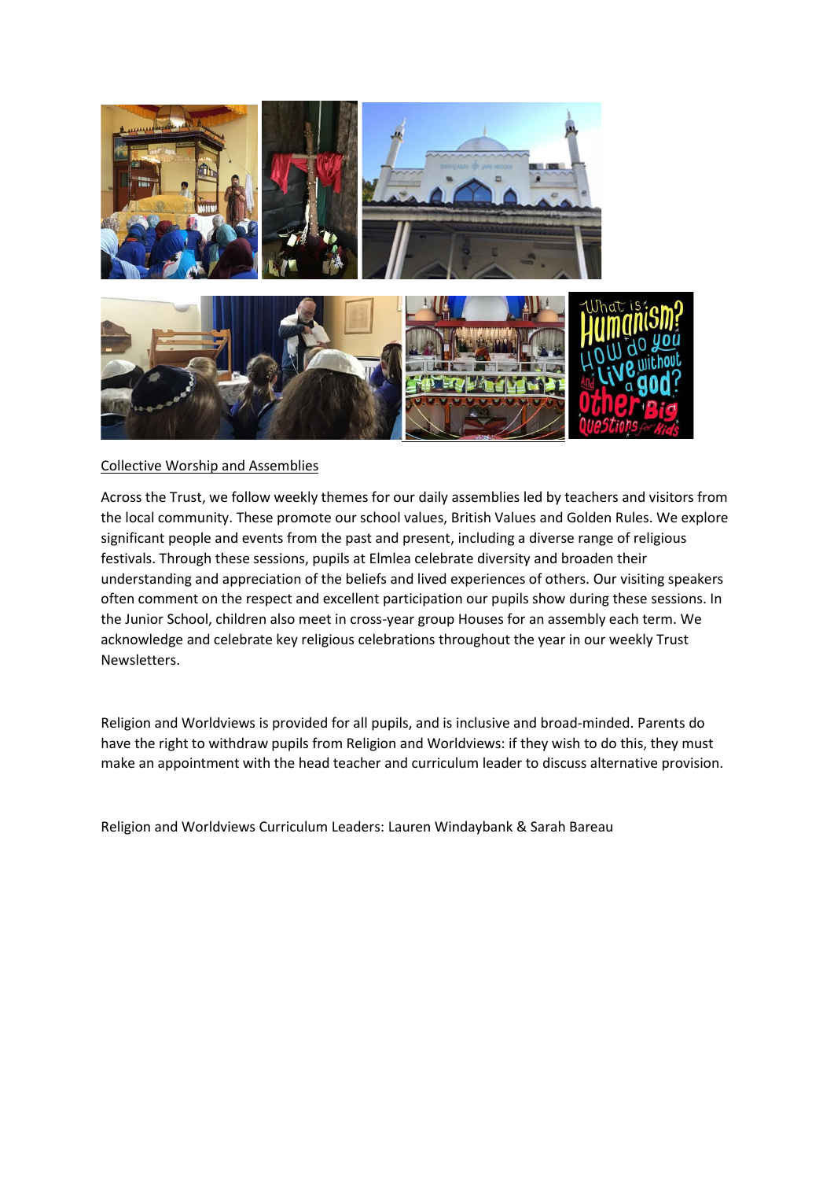Collective Worship and Assemblies

Across the Trust, we follow weekly themes for our daily assemblies led by teachers and visitors from the local community. These promote our school values, British Values and Golden Rules. We explore significant people and events from the past and present, including a diverse range of religious festivals. Through these sessions, pupils at Elmlea celebrate diversity and broaden their understanding and appreciation of the beliefs and lived experiences of others. Our visiting speakers often comment on the respect and excellent participation our pupils show during these sessions. In the Junior School, children also meet in cross-year group Houses for an assembly each term. We acknowledge and celebrate key religious celebrations throughout the year in our weekly Trust Newsletters.

Religion and Worldviews is provided for all pupils, and is inclusive and broad-minded. Parents do have the right to withdraw pupils from Religion and Worldviews: if they wish to do this, they must make an appointment with the head teacher and curriculum leader to discuss alternative provision.

Religion and Worldviews Curriculum Leaders: Lauren Windaybank & Sarah Bareau